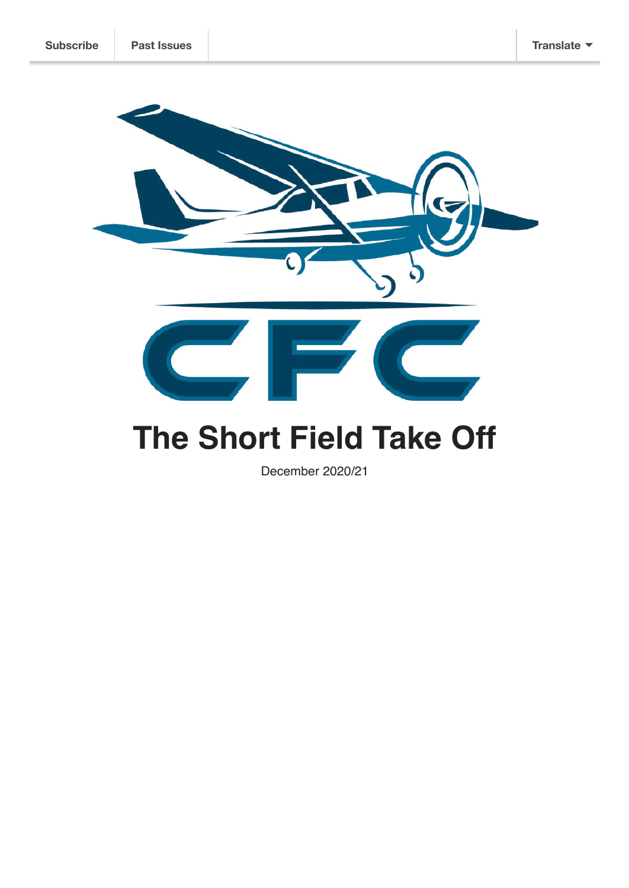Subscribe | Past Issues | Translate

CFC

# The Short Field Take Off

December 2020/21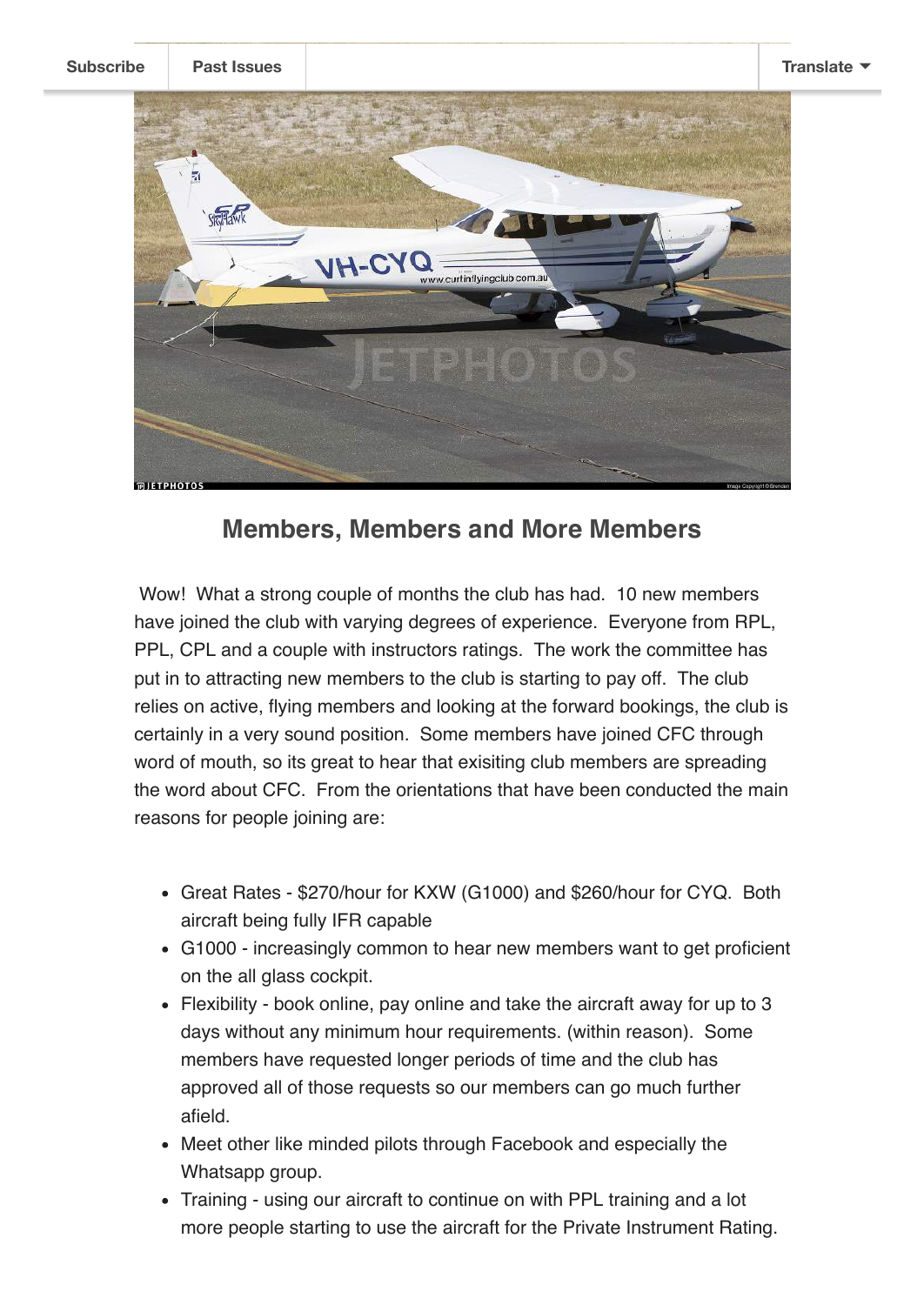## Members, Members and More Members

Wow! What a strong couple of months the club has had. 10 new members have joined the club with varying degrees of experience. Everyone from RPL, PPL, CPL and a couple with instructors ratings. The work the committee has put in to attracting new members to the club is starting to pay off. The club relies on active, flying members and looking at the forward bookings, the club is certainly in a very sound position. Some members have joined CFC through word of mouth, so its great to hear that exisiting club members are spreading the word about CFC. From the orientations that have been conducted the main reasons for people joining are:

- Great Rates - $270/hour for KXW (G1000) and $260/hour for CYQ. Both aircraft being fully IFR capable
- G1000 - increasingly common to hear new members want to get proficient on the all glass cockpit.
- Flexibility - book online, pay online and take the aircraft away for up to 3 days without any minimum hour requirements. (within reason). Some members have requested longer periods of time and the club has approved all of those requests so our members can go much further afield.
- Meet other like minded pilots through Facebook and especially the Whatsapp group.
- Training - using our aircraft to continue on with PPL training and a lot more people starting to use the aircraft for the Private Instrument Rating.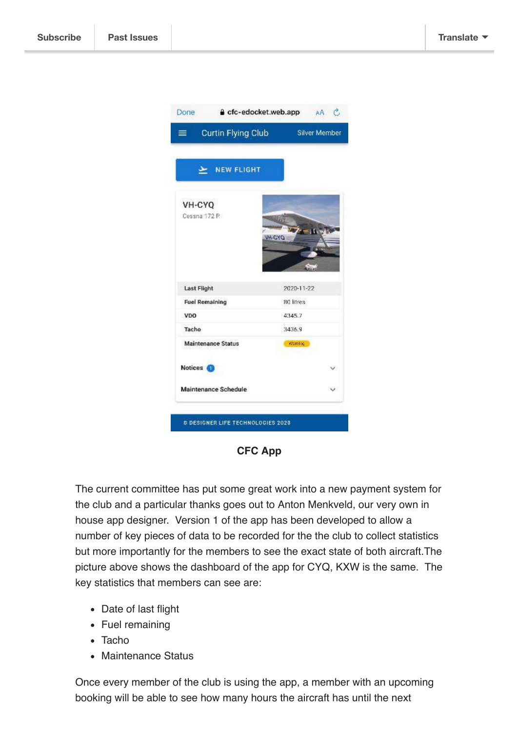Subscribe | Past Issues | Translate

**CFC App**

The current committee has put some great work into a new payment system for the club and a particular thanks goes out to Anton Menkveld, our very own in house app designer. Version 1 of the app has been developed to allow a number of key pieces of data to be recorded for the the club to collect statistics but more importantly for the members to see the exact state of both aircraft.The picture above shows the dashboard of the app for CYQ, KXW is the same. The key statistics that members can see are:

- Date of last flight
- Fuel remaining
- Tacho
- Maintenance Status

Once every member of the club is using the app, a member with an upcoming booking will be able to see how many hours the aircraft has until the next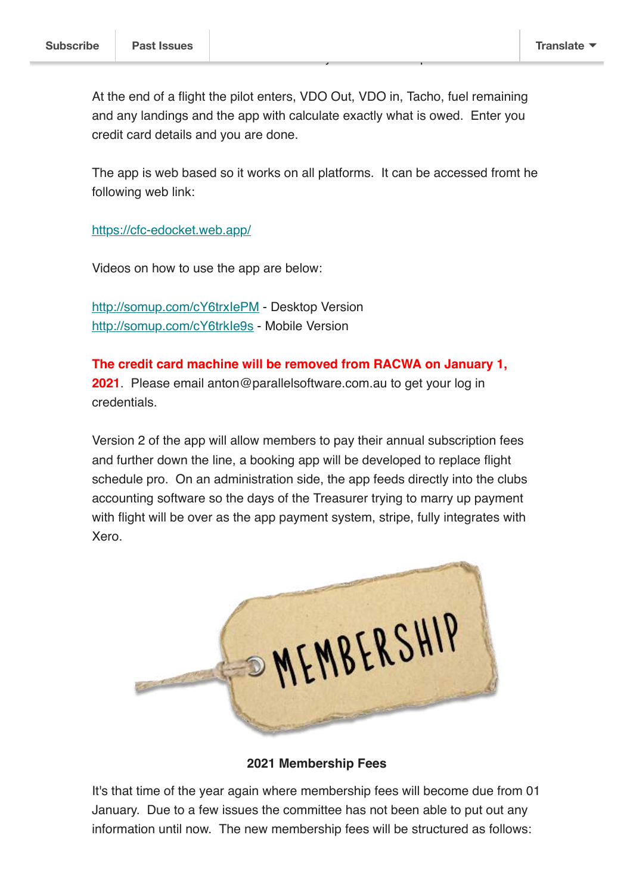At the end of a flight the pilot enters, VDO Out, VDO in, Tacho, fuel remaining and any landings and the app with calculate exactly what is owed. Enter you credit card details and you are done.

The app is web based so it works on all platforms. It can be accessed fromt he following web link:

https://cfc-edocket.web.app/

Videos on how to use the app are below:

http://somup.com/cY6trxIePM - Desktop Version
http://somup.com/cY6trkIe9s - Mobile Version

**The credit card machine will be removed from RACWA on January 1, 2021**. Please email anton@parallelsoftware.com.au to get your log in credentials.

Version 2 of the app will allow members to pay their annual subscription fees and further down the line, a booking app will be developed to replace flight schedule pro. On an administration side, the app feeds directly into the clubs accounting software so the days of the Treasurer trying to marry up payment with flight will be over as the app payment system, stripe, fully integrates with Xero.

MEMBERSHIP

**2021 Membership Fees**

It's that time of the year again where membership fees will become due from 01 January. Due to a few issues the committee has not been able to put out any information until now. The new membership fees will be structured as follows: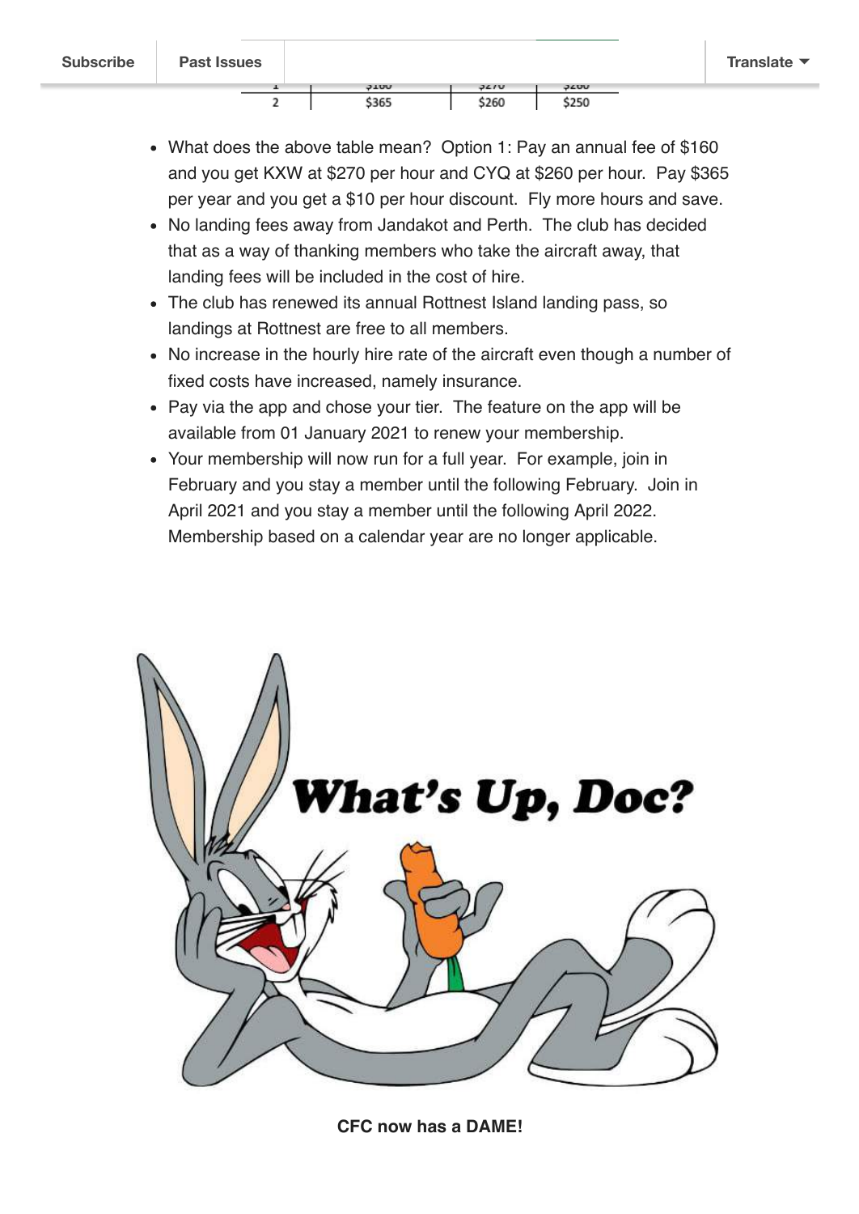| 1 | $160 | $270 | $260 |
|---|---|---|---|
| 2 | $365 | $260 | $250 |

- What does the above table mean? Option 1: Pay an annual fee of $160 and you get KXW at $270 per hour and CYQ at $260 per hour. Pay $365 per year and you get a $10 per hour discount. Fly more hours and save.
- No landing fees away from Jandakot and Perth. The club has decided that as a way of thanking members who take the aircraft away, that landing fees will be included in the cost of hire.
- The club has renewed its annual Rottnest Island landing pass, so landings at Rottnest are free to all members.
- No increase in the hourly hire rate of the aircraft even though a number of fixed costs have increased, namely insurance.
- Pay via the app and chose your tier. The feature on the app will be available from 01 January 2021 to renew your membership.
- Your membership will now run for a full year. For example, join in February and you stay a member until the following February. Join in April 2021 and you stay a member until the following April 2022. Membership based on a calendar year are no longer applicable.

**CFC now has a DAME!**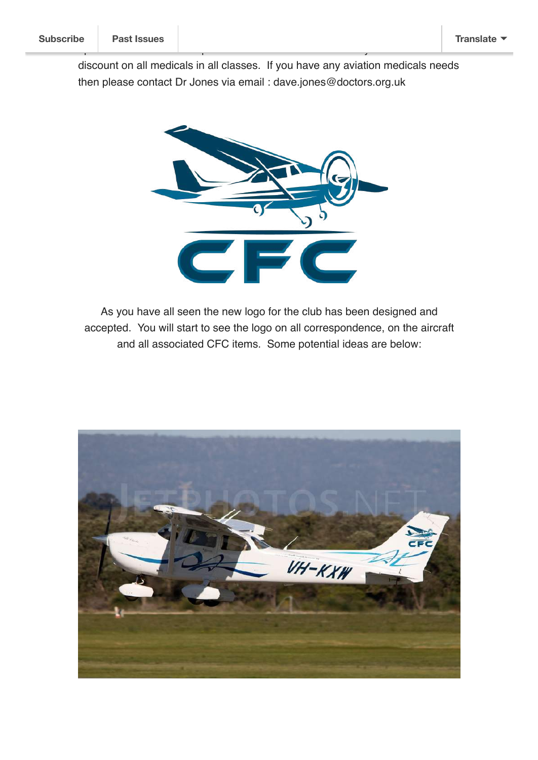discount on all medicals in all classes. If you have any aviation medicals needs then please contact Dr Jones via email : dave.jones@doctors.org.uk

As you have all seen the new logo for the club has been designed and accepted. You will start to see the logo on all correspondence, on the aircraft and all associated CFC items. Some potential ideas are below: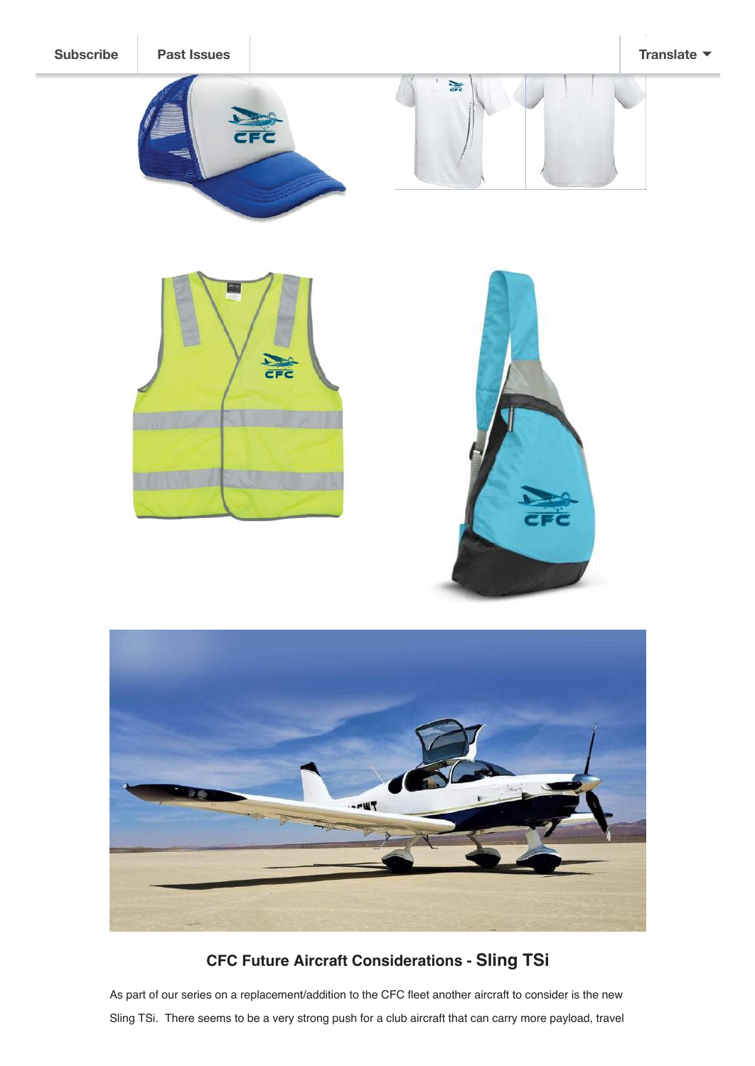## CFC Future Aircraft Considerations - Sling TSi

As part of our series on a replacement/addition to the CFC fleet another aircraft to consider is the new Sling TSi. There seems to be a very strong push for a club aircraft that can carry more payload, travel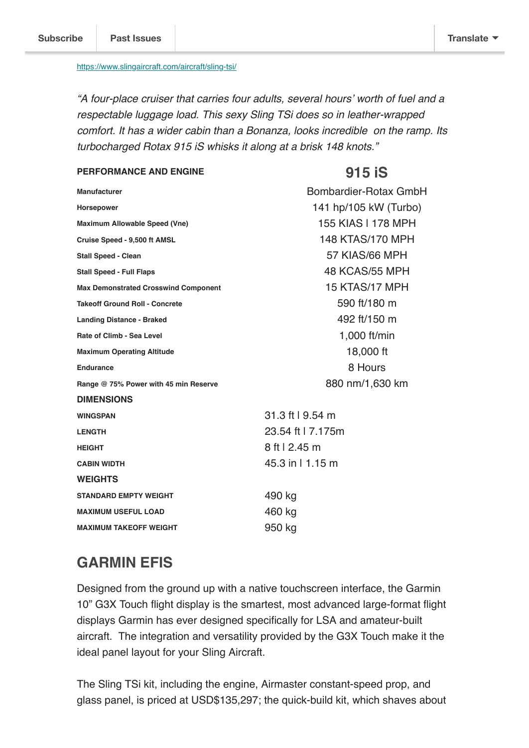https://www.slingaircraft.com/aircraft/sling-tsi/

*"A four-place cruiser that carries four adults, several hours' worth of fuel and a respectable luggage load. This sexy Sling TSi does so in leather-wrapped comfort. It has a wider cabin than a Bonanza, looks incredible on the ramp. Its turbocharged Rotax 915 iS whisks it along at a brisk 148 knots."*

| PERFORMANCE AND ENGINE | 915 iS |
|---|---|
| Manufacturer | Bombardier-Rotax GmbH |
| Horsepower | 141 hp/105 kW (Turbo) |
| Maximum Allowable Speed (Vne) | 155 KIAS I 178 MPH |
| Cruise Speed - 9,500 ft AMSL | 148 KTAS/170 MPH |
| Stall Speed - Clean | 57 KIAS/66 MPH |
| Stall Speed - Full Flaps | 48 KCAS/55 MPH |
| Max Demonstrated Crosswind Component | 15 KTAS/17 MPH |
| Takeoff Ground Roll - Concrete | 590 ft/180 m |
| Landing Distance - Braked | 492 ft/150 m |
| Rate of Climb - Sea Level | 1,000 ft/min |
| Maximum Operating Altitude | 18,000 ft |
| Endurance | 8 Hours |
| Range @ 75% Power with 45 min Reserve | 880 nm/1,630 km |

| DIMENSIONS | |
|---|---|
| WINGSPAN | 31.3 ft I 9.54 m |
| LENGTH | 23.54 ft I 7.175m |
| HEIGHT | 8 ft I 2.45 m |
| CABIN WIDTH | 45.3 in I 1.15 m |

| WEIGHTS | |
|---|---|
| STANDARD EMPTY WEIGHT | 490 kg |
| MAXIMUM USEFUL LOAD | 460 kg |
| MAXIMUM TAKEOFF WEIGHT | 950 kg |

## GARMIN EFIS

Designed from the ground up with a native touchscreen interface, the Garmin 10" G3X Touch flight display is the smartest, most advanced large-format flight displays Garmin has ever designed specifically for LSA and amateur-built aircraft. The integration and versatility provided by the G3X Touch make it the ideal panel layout for your Sling Aircraft.

The Sling TSi kit, including the engine, Airmaster constant-speed prop, and glass panel, is priced at USD$135,297; the quick-build kit, which shaves about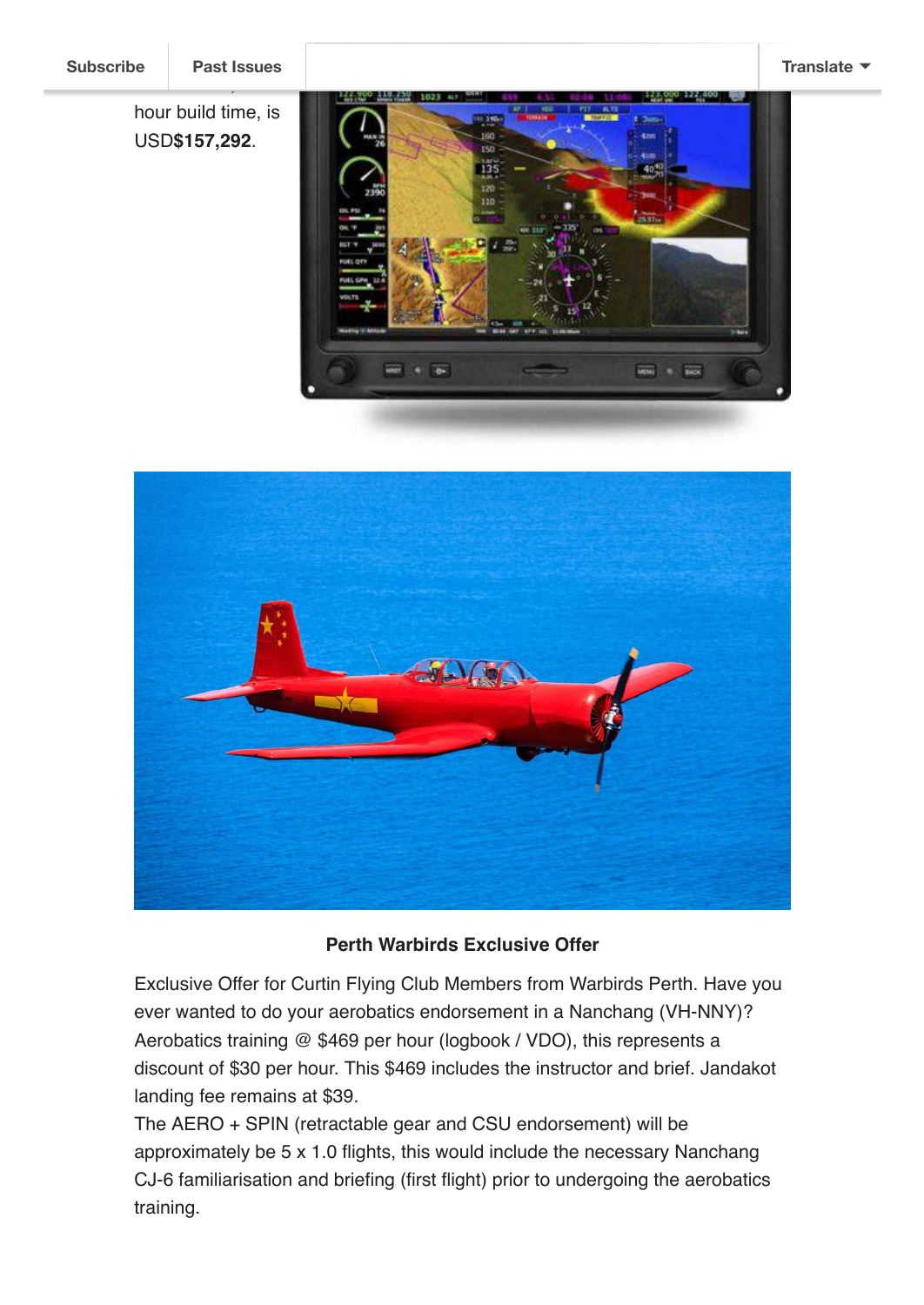hour build time, is USD**$157,292**.

**Perth Warbirds Exclusive Offer**

Exclusive Offer for Curtin Flying Club Members from Warbirds Perth. Have you ever wanted to do your aerobatics endorsement in a Nanchang (VH-NNY)? Aerobatics training @ $469 per hour (logbook / VDO), this represents a discount of $30 per hour. This $469 includes the instructor and brief. Jandakot landing fee remains at $39.
The AERO + SPIN (retractable gear and CSU endorsement) will be approximately be 5 x 1.0 flights, this would include the necessary Nanchang CJ-6 familiarisation and briefing (first flight) prior to undergoing the aerobatics training.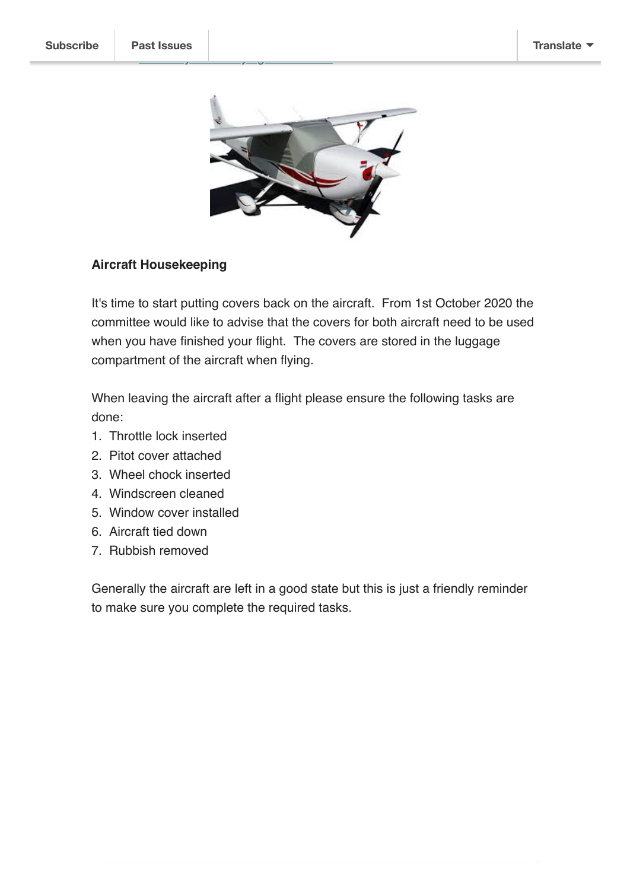**Aircraft Housekeeping**

It's time to start putting covers back on the aircraft.  From 1st October 2020 the committee would like to advise that the covers for both aircraft need to be used when you have finished your flight.  The covers are stored in the luggage compartment of the aircraft when flying.

When leaving the aircraft after a flight please ensure the following tasks are done:

1. Throttle lock inserted
2. Pitot cover attached
3. Wheel chock inserted
4. Windscreen cleaned
5. Window cover installed
6. Aircraft tied down
7. Rubbish removed

Generally the aircraft are left in a good state but this is just a friendly reminder to make sure you complete the required tasks.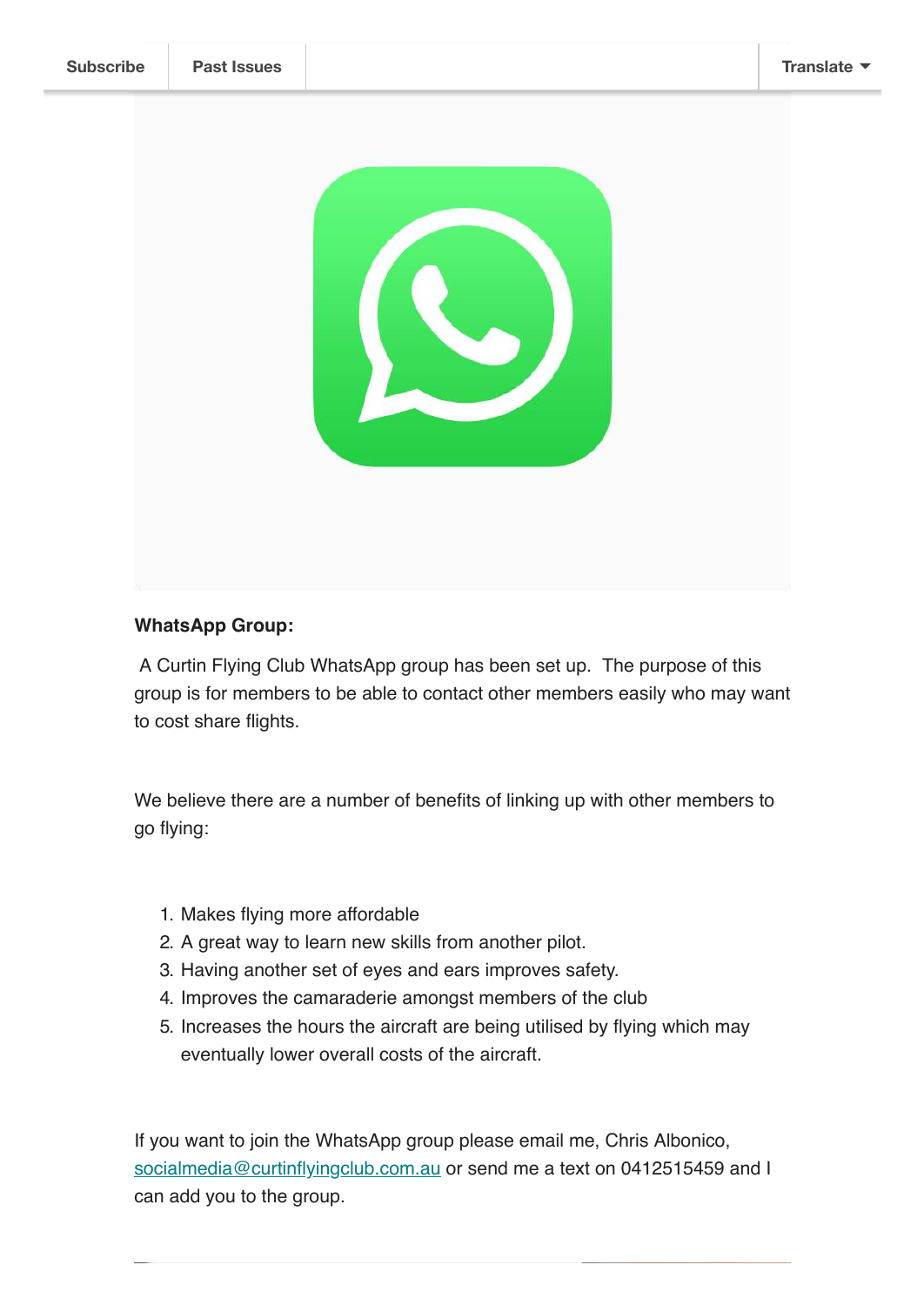**WhatsApp Group:**

A Curtin Flying Club WhatsApp group has been set up.  The purpose of this group is for members to be able to contact other members easily who may want to cost share flights.

We believe there are a number of benefits of linking up with other members to go flying:

1. Makes flying more affordable
2. A great way to learn new skills from another pilot.
3. Having another set of eyes and ears improves safety.
4. Improves the camaraderie amongst members of the club
5. Increases the hours the aircraft are being utilised by flying which may eventually lower overall costs of the aircraft.

If you want to join the WhatsApp group please email me, Chris Albonico, socialmedia@curtinflyingclub.com.au or send me a text on 0412515459 and I can add you to the group.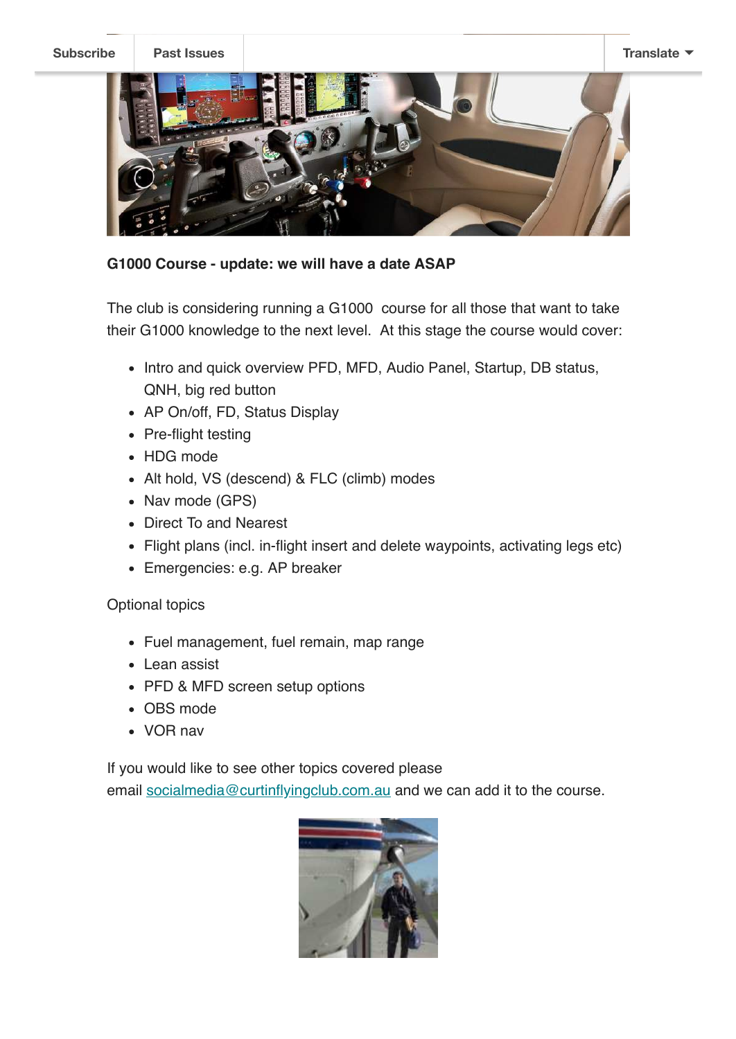**G1000 Course - update: we will have a date ASAP**

The club is considering running a G1000 course for all those that want to take their G1000 knowledge to the next level. At this stage the course would cover:

- Intro and quick overview PFD, MFD, Audio Panel, Startup, DB status, QNH, big red button
- AP On/off, FD, Status Display
- Pre-flight testing
- HDG mode
- Alt hold, VS (descend) & FLC (climb) modes
- Nav mode (GPS)
- Direct To and Nearest
- Flight plans (incl. in-flight insert and delete waypoints, activating legs etc)
- Emergencies: e.g. AP breaker

Optional topics

- Fuel management, fuel remain, map range
- Lean assist
- PFD & MFD screen setup options
- OBS mode
- VOR nav

If you would like to see other topics covered please email socialmedia@curtinflyingclub.com.au and we can add it to the course.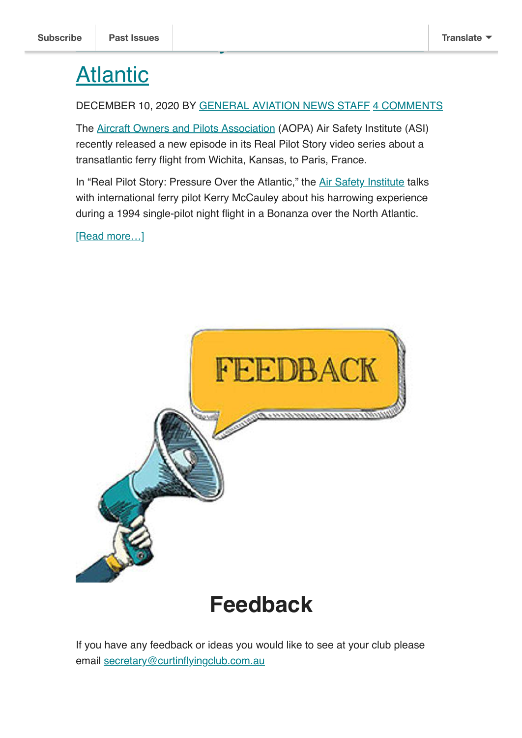## Atlantic

DECEMBER 10, 2020 BY GENERAL AVIATION NEWS STAFF 4 COMMENTS

The Aircraft Owners and Pilots Association (AOPA) Air Safety Institute (ASI) recently released a new episode in its Real Pilot Story video series about a transatlantic ferry flight from Wichita, Kansas, to Paris, France.

In "Real Pilot Story: Pressure Over the Atlantic," the Air Safety Institute talks with international ferry pilot Kerry McCauley about his harrowing experience during a 1994 single-pilot night flight in a Bonanza over the North Atlantic.

[Read more…]

# Feedback

If you have any feedback or ideas you would like to see at your club please email secretary@curtinflyingclub.com.au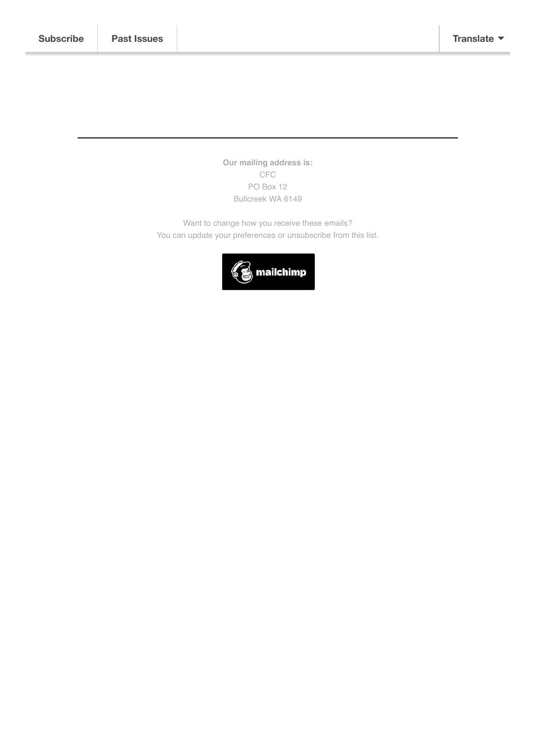Subscribe | Past Issues | Translate

---

**Our mailing address is:**
CFC
PO Box 12
Bullcreek WA 6149

Want to change how you receive these emails?
You can update your preferences or unsubscribe from this list.

mailchimp